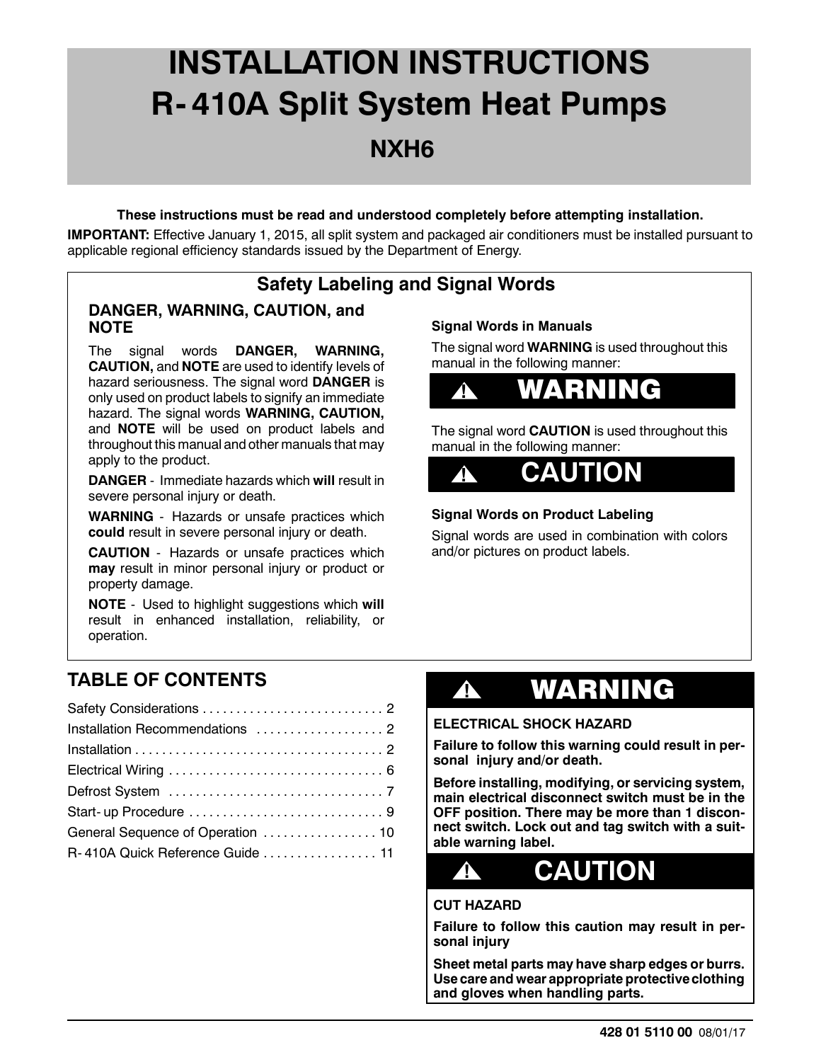# INSTALLATION INSTRUCTIONS
# R-410A Split System Heat Pumps
## NXH6

**These instructions must be read and understood completely before attempting installation.**

**IMPORTANT:** Effective January 1, 2015, all split system and packaged air conditioners must be installed pursuant to applicable regional efficiency standards issued by the Department of Energy.

## Safety Labeling and Signal Words

### DANGER, WARNING, CAUTION, and NOTE

The signal words **DANGER, WARNING, CAUTION,** and **NOTE** are used to identify levels of hazard seriousness. The signal word **DANGER** is only used on product labels to signify an immediate hazard. The signal words **WARNING, CAUTION,** and **NOTE** will be used on product labels and throughout this manual and other manuals that may apply to the product.

**DANGER** - Immediate hazards which **will** result in severe personal injury or death.

**WARNING** - Hazards or unsafe practices which **could** result in severe personal injury or death.

**CAUTION** - Hazards or unsafe practices which **may** result in minor personal injury or product or property damage.

**NOTE** - Used to highlight suggestions which **will** result in enhanced installation, reliability, or operation.

**Signal Words in Manuals**

The signal word **WARNING** is used throughout this manual in the following manner:

**⚠ WARNING**

The signal word **CAUTION** is used throughout this manual in the following manner:

**⚠ CAUTION**

**Signal Words on Product Labeling**

Signal words are used in combination with colors and/or pictures on product labels.

## TABLE OF CONTENTS

Safety Considerations . . . . . . . . . . . . . . . . . . . . . . . . . . . 2
Installation Recommendations . . . . . . . . . . . . . . . . . . . 2
Installation . . . . . . . . . . . . . . . . . . . . . . . . . . . . . . . . . . . . 2
Electrical Wiring . . . . . . . . . . . . . . . . . . . . . . . . . . . . . . . 6
Defrost System . . . . . . . . . . . . . . . . . . . . . . . . . . . . . . . 7
Start-up Procedure . . . . . . . . . . . . . . . . . . . . . . . . . . . . 9
General Sequence of Operation . . . . . . . . . . . . . . . . . 10
R-410A Quick Reference Guide . . . . . . . . . . . . . . . . . 11

**⚠ WARNING**

**ELECTRICAL SHOCK HAZARD**

**Failure to follow this warning could result in personal injury and/or death.**

**Before installing, modifying, or servicing system, main electrical disconnect switch must be in the OFF position. There may be more than 1 disconnect switch. Lock out and tag switch with a suitable warning label.**

**⚠ CAUTION**

**CUT HAZARD**

**Failure to follow this caution may result in personal injury**

**Sheet metal parts may have sharp edges or burrs. Use care and wear appropriate protective clothing and gloves when handling parts.**

428 01 5110 00 08/01/17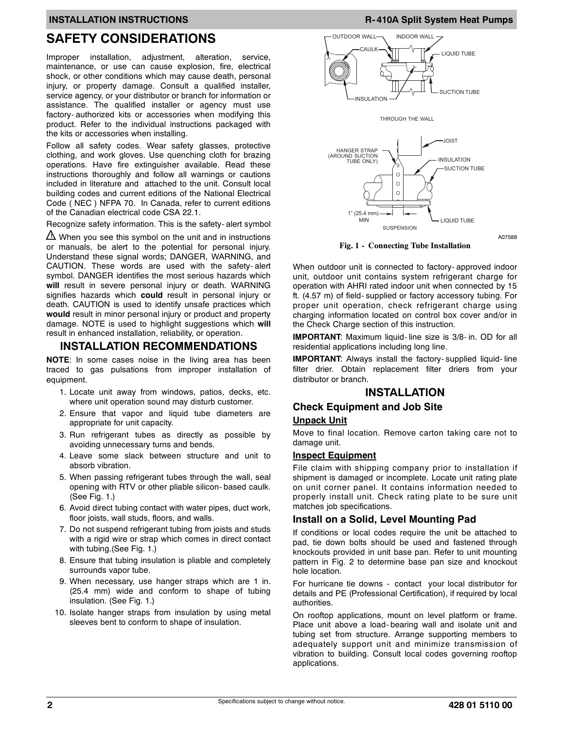# SAFETY CONSIDERATIONS

Improper installation, adjustment, alteration, service, maintenance, or use can cause explosion, fire, electrical shock, or other conditions which may cause death, personal injury, or property damage. Consult a qualified installer, service agency, or your distributor or branch for information or assistance. The qualified installer or agency must use factory-authorized kits or accessories when modifying this product. Refer to the individual instructions packaged with the kits or accessories when installing.

Follow all safety codes. Wear safety glasses, protective clothing, and work gloves. Use quenching cloth for brazing operations. Have fire extinguisher available. Read these instructions thoroughly and follow all warnings or cautions included in literature and attached to the unit. Consult local building codes and current editions of the National Electrical Code ( NEC ) NFPA 70. In Canada, refer to current editions of the Canadian electrical code CSA 22.1.

Recognize safety information. This is the safety-alert symbol ⚠ When you see this symbol on the unit and in instructions or manuals, be alert to the potential for personal injury. Understand these signal words; DANGER, WARNING, and CAUTION. These words are used with the safety-alert symbol. DANGER identifies the most serious hazards which **will** result in severe personal injury or death. WARNING signifies hazards which **could** result in personal injury or death. CAUTION is used to identify unsafe practices which **would** result in minor personal injury or product and property damage. NOTE is used to highlight suggestions which **will** result in enhanced installation, reliability, or operation.

## INSTALLATION RECOMMENDATIONS

**NOTE**: In some cases noise in the living area has been traced to gas pulsations from improper installation of equipment.

1. Locate unit away from windows, patios, decks, etc. where unit operation sound may disturb customer.
2. Ensure that vapor and liquid tube diameters are appropriate for unit capacity.
3. Run refrigerant tubes as directly as possible by avoiding unnecessary turns and bends.
4. Leave some slack between structure and unit to absorb vibration.
5. When passing refrigerant tubes through the wall, seal opening with RTV or other pliable silicon-based caulk. (See Fig. 1.)
6. Avoid direct tubing contact with water pipes, duct work, floor joists, wall studs, floors, and walls.
7. Do not suspend refrigerant tubing from joists and studs with a rigid wire or strap which comes in direct contact with tubing.(See Fig. 1.)
8. Ensure that tubing insulation is pliable and completely surrounds vapor tube.
9. When necessary, use hanger straps which are 1 in. (25.4 mm) wide and conform to shape of tubing insulation. (See Fig. 1.)
10. Isolate hanger straps from insulation by using metal sleeves bent to conform to shape of insulation.

OUTDOOR WALL, INDOOR WALL, CAULK, LIQUID TUBE, SUCTION TUBE, INSULATION — THROUGH THE WALL

JOIST, HANGER STRAP (AROUND SUCTION TUBE ONLY), INSULATION, SUCTION TUBE, 1" (25.4 mm) MIN, LIQUID TUBE — SUSPENSION

A07588

**Fig. 1 - Connecting Tube Installation**

When outdoor unit is connected to factory-approved indoor unit, outdoor unit contains system refrigerant charge for operation with AHRI rated indoor unit when connected by 15 ft. (4.57 m) of field-supplied or factory accessory tubing. For proper unit operation, check refrigerant charge using charging information located on control box cover and/or in the Check Charge section of this instruction.

**IMPORTANT**: Maximum liquid-line size is 3/8-in. OD for all residential applications including long line.

**IMPORTANT**: Always install the factory-supplied liquid-line filter drier. Obtain replacement filter driers from your distributor or branch.

## INSTALLATION

### Check Equipment and Job Site

#### Unpack Unit

Move to final location. Remove carton taking care not to damage unit.

#### Inspect Equipment

File claim with shipping company prior to installation if shipment is damaged or incomplete. Locate unit rating plate on unit corner panel. It contains information needed to properly install unit. Check rating plate to be sure unit matches job specifications.

### Install on a Solid, Level Mounting Pad

If conditions or local codes require the unit be attached to pad, tie down bolts should be used and fastened through knockouts provided in unit base pan. Refer to unit mounting pattern in Fig. 2 to determine base pan size and knockout hole location.

For hurricane tie downs - contact your local distributor for details and PE (Professional Certification), if required by local authorities.

On rooftop applications, mount on level platform or frame. Place unit above a load-bearing wall and isolate unit and tubing set from structure. Arrange supporting members to adequately support unit and minimize transmission of vibration to building. Consult local codes governing rooftop applications.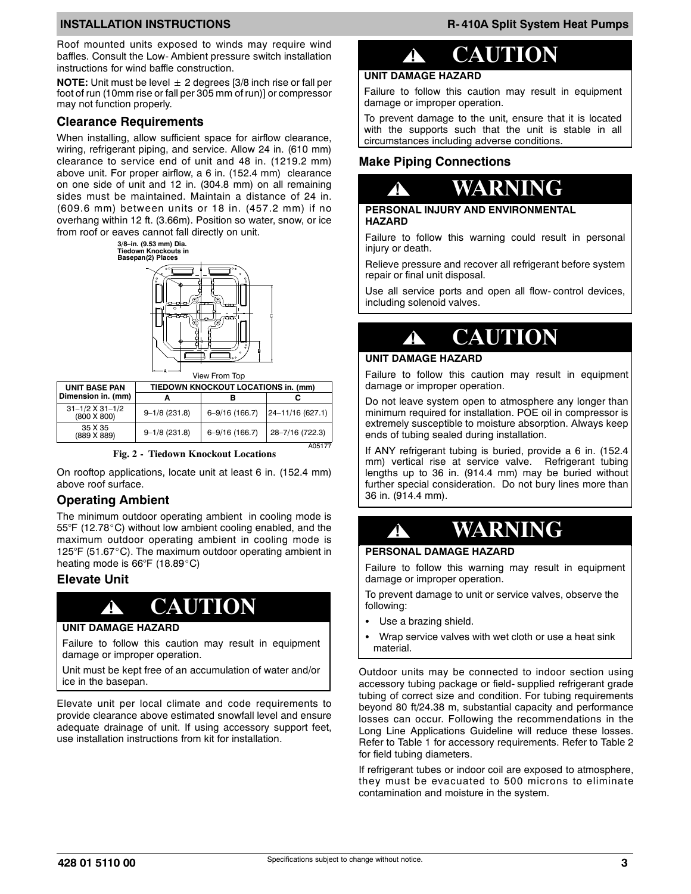Roof mounted units exposed to winds may require wind baffles. Consult the Low- Ambient pressure switch installation instructions for wind baffle construction.

**NOTE:** Unit must be level ± 2 degrees [3/8 inch rise or fall per foot of run (10mm rise or fall per 305 mm of run)] or compressor may not function properly.

## Clearance Requirements

When installing, allow sufficient space for airflow clearance, wiring, refrigerant piping, and service. Allow 24 in. (610 mm) clearance to service end of unit and 48 in. (1219.2 mm) above unit. For proper airflow, a 6 in. (152.4 mm) clearance on one side of unit and 12 in. (304.8 mm) on all remaining sides must be maintained. Maintain a distance of 24 in. (609.6 mm) between units or 18 in. (457.2 mm) if no overhang within 12 ft. (3.66m). Position so water, snow, or ice from roof or eaves cannot fall directly on unit.

3/8–in. (9.53 mm) Dia. Tiedown Knockouts in Basepan(2) Places

View From Top

| UNIT BASE PAN Dimension in. (mm) | TIEDOWN KNOCKOUT LOCATIONS in. (mm) | | |
|---|---|---|---|
| | A | B | C |
| 31–1/2 X 31–1/2 (800 X 800) | 9–1/8 (231.8) | 6–9/16 (166.7) | 24–11/16 (627.1) |
| 35 X 35 (889 X 889) | 9–1/8 (231.8) | 6–9/16 (166.7) | 28–7/16 (722.3) |

A05177

**Fig. 2 - Tiedown Knockout Locations**

On rooftop applications, locate unit at least 6 in. (152.4 mm) above roof surface.

## Operating Ambient

The minimum outdoor operating ambient in cooling mode is 55°F (12.78°C) without low ambient cooling enabled, and the maximum outdoor operating ambient in cooling mode is 125°F (51.67°C). The maximum outdoor operating ambient in heating mode is 66°F (18.89°C)

## Elevate Unit

### ⚠ CAUTION

**UNIT DAMAGE HAZARD**

Failure to follow this caution may result in equipment damage or improper operation.

Unit must be kept free of an accumulation of water and/or ice in the basepan.

Elevate unit per local climate and code requirements to provide clearance above estimated snowfall level and ensure adequate drainage of unit. If using accessory support feet, use installation instructions from kit for installation.

### ⚠ CAUTION

**UNIT DAMAGE HAZARD**

Failure to follow this caution may result in equipment damage or improper operation.

To prevent damage to the unit, ensure that it is located with the supports such that the unit is stable in all circumstances including adverse conditions.

## Make Piping Connections

### ⚠ WARNING

**PERSONAL INJURY AND ENVIRONMENTAL HAZARD**

Failure to follow this warning could result in personal injury or death.

Relieve pressure and recover all refrigerant before system repair or final unit disposal.

Use all service ports and open all flow- control devices, including solenoid valves.

### ⚠ CAUTION

**UNIT DAMAGE HAZARD**

Failure to follow this caution may result in equipment damage or improper operation.

Do not leave system open to atmosphere any longer than minimum required for installation. POE oil in compressor is extremely susceptible to moisture absorption. Always keep ends of tubing sealed during installation.

If ANY refrigerant tubing is buried, provide a 6 in. (152.4 mm) vertical rise at service valve. Refrigerant tubing lengths up to 36 in. (914.4 mm) may be buried without further special consideration. Do not bury lines more than 36 in. (914.4 mm).

### ⚠ WARNING

**PERSONAL DAMAGE HAZARD**

Failure to follow this warning may result in equipment damage or improper operation.

To prevent damage to unit or service valves, observe the following:

- Use a brazing shield.
- Wrap service valves with wet cloth or use a heat sink material.

Outdoor units may be connected to indoor section using accessory tubing package or field- supplied refrigerant grade tubing of correct size and condition. For tubing requirements beyond 80 ft/24.38 m, substantial capacity and performance losses can occur. Following the recommendations in the Long Line Applications Guideline will reduce these losses. Refer to Table 1 for accessory requirements. Refer to Table 2 for field tubing diameters.

If refrigerant tubes or indoor coil are exposed to atmosphere, they must be evacuated to 500 microns to eliminate contamination and moisture in the system.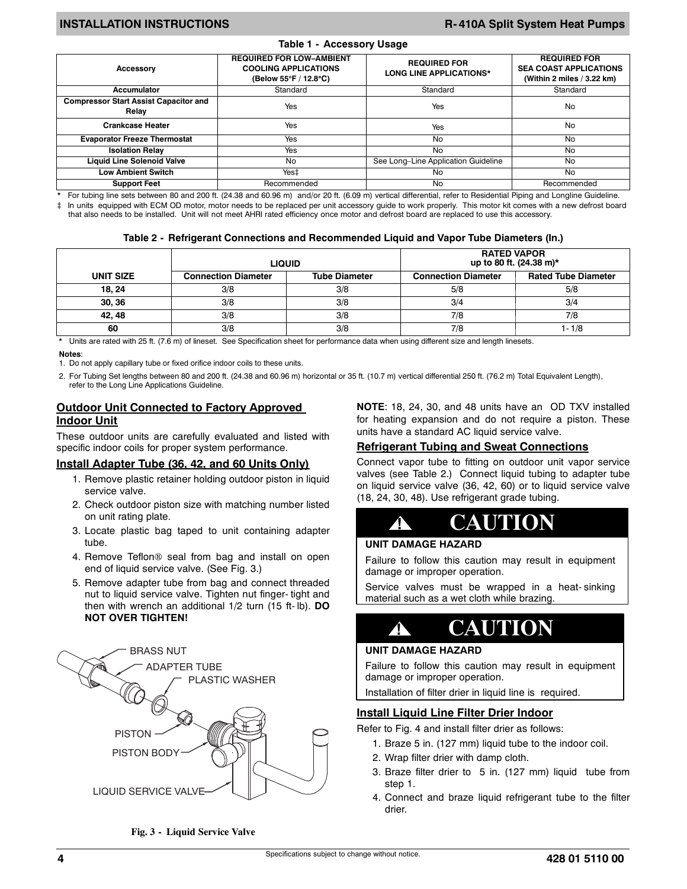**Table 1 - Accessory Usage**

| Accessory | REQUIRED FOR LOW–AMBIENT COOLING APPLICATIONS (Below 55°F / 12.8°C) | REQUIRED FOR LONG LINE APPLICATIONS* | REQUIRED FOR SEA COAST APPLICATIONS (Within 2 miles / 3.22 km) |
|---|---|---|---|
| Accumulator | Standard | Standard | Standard |
| Compressor Start Assist Capacitor and Relay | Yes | Yes | No |
| Crankcase Heater | Yes | Yes | No |
| Evaporator Freeze Thermostat | Yes | No | No |
| Isolation Relay | Yes | No | No |
| Liquid Line Solenoid Valve | No | See Long–Line Application Guideline | No |
| Low Ambient Switch | Yes‡ | No | No |
| Support Feet | Recommended | No | Recommended |

\* For tubing line sets between 80 and 200 ft. (24.38 and 60.96 m) and/or 20 ft. (6.09 m) vertical differential, refer to Residential Piping and Longline Guideline.

‡ In units equipped with ECM OD motor, motor needs to be replaced per unit accessory guide to work properly. This motor kit comes with a new defrost board that also needs to be installed. Unit will not meet AHRI rated efficiency once motor and defrost board are replaced to use this accessory.

**Table 2 - Refrigerant Connections and Recommended Liquid and Vapor Tube Diameters (In.)**

| UNIT SIZE | LIQUID | | RATED VAPOR up to 80 ft. (24.38 m)* | |
|---|---|---|---|---|
| | Connection Diameter | Tube Diameter | Connection Diameter | Rated Tube Diameter |
| 18, 24 | 3/8 | 3/8 | 5/8 | 5/8 |
| 30, 36 | 3/8 | 3/8 | 3/4 | 3/4 |
| 42, 48 | 3/8 | 3/8 | 7/8 | 7/8 |
| 60 | 3/8 | 3/8 | 7/8 | 1- 1/8 |

\* Units are rated with 25 ft. (7.6 m) of lineset. See Specification sheet for performance data when using different size and length linesets.

**Notes**:

1. Do not apply capillary tube or fixed orifice indoor coils to these units.
2. For Tubing Set lengths between 80 and 200 ft. (24.38 and 60.96 m) horizontal or 35 ft. (10.7 m) vertical differential 250 ft. (76.2 m) Total Equivalent Length), refer to the Long Line Applications Guideline.

## Outdoor Unit Connected to Factory Approved Indoor Unit

These outdoor units are carefully evaluated and listed with specific indoor coils for proper system performance.

## Install Adapter Tube (36, 42, and 60 Units Only)

1. Remove plastic retainer holding outdoor piston in liquid service valve.
2. Check outdoor piston size with matching number listed on unit rating plate.
3. Locate plastic bag taped to unit containing adapter tube.
4. Remove Teflon® seal from bag and install on open end of liquid service valve. (See Fig. 3.)
5. Remove adapter tube from bag and connect threaded nut to liquid service valve. Tighten nut finger-tight and then with wrench an additional 1/2 turn (15 ft-lb). **DO NOT OVER TIGHTEN!**

BRASS NUT
ADAPTER TUBE
PLASTIC WASHER
PISTON
PISTON BODY
LIQUID SERVICE VALVE

**Fig. 3 - Liquid Service Valve**

**NOTE**: 18, 24, 30, and 48 units have an OD TXV installed for heating expansion and do not require a piston. These units have a standard AC liquid service valve.

## Refrigerant Tubing and Sweat Connections

Connect vapor tube to fitting on outdoor unit vapor service valves (see Table 2.) Connect liquid tubing to adapter tube on liquid service valve (36, 42, 60) or to liquid service valve (18, 24, 30, 48). Use refrigerant grade tubing.

**CAUTION**

**UNIT DAMAGE HAZARD**

Failure to follow this caution may result in equipment damage or improper operation.

Service valves must be wrapped in a heat-sinking material such as a wet cloth while brazing.

**CAUTION**

**UNIT DAMAGE HAZARD**

Failure to follow this caution may result in equipment damage or improper operation.

Installation of filter drier in liquid line is required.

## Install Liquid Line Filter Drier Indoor

Refer to Fig. 4 and install filter drier as follows:

1. Braze 5 in. (127 mm) liquid tube to the indoor coil.
2. Wrap filter drier with damp cloth.
3. Braze filter drier to 5 in. (127 mm) liquid tube from step 1.
4. Connect and braze liquid refrigerant tube to the filter drier.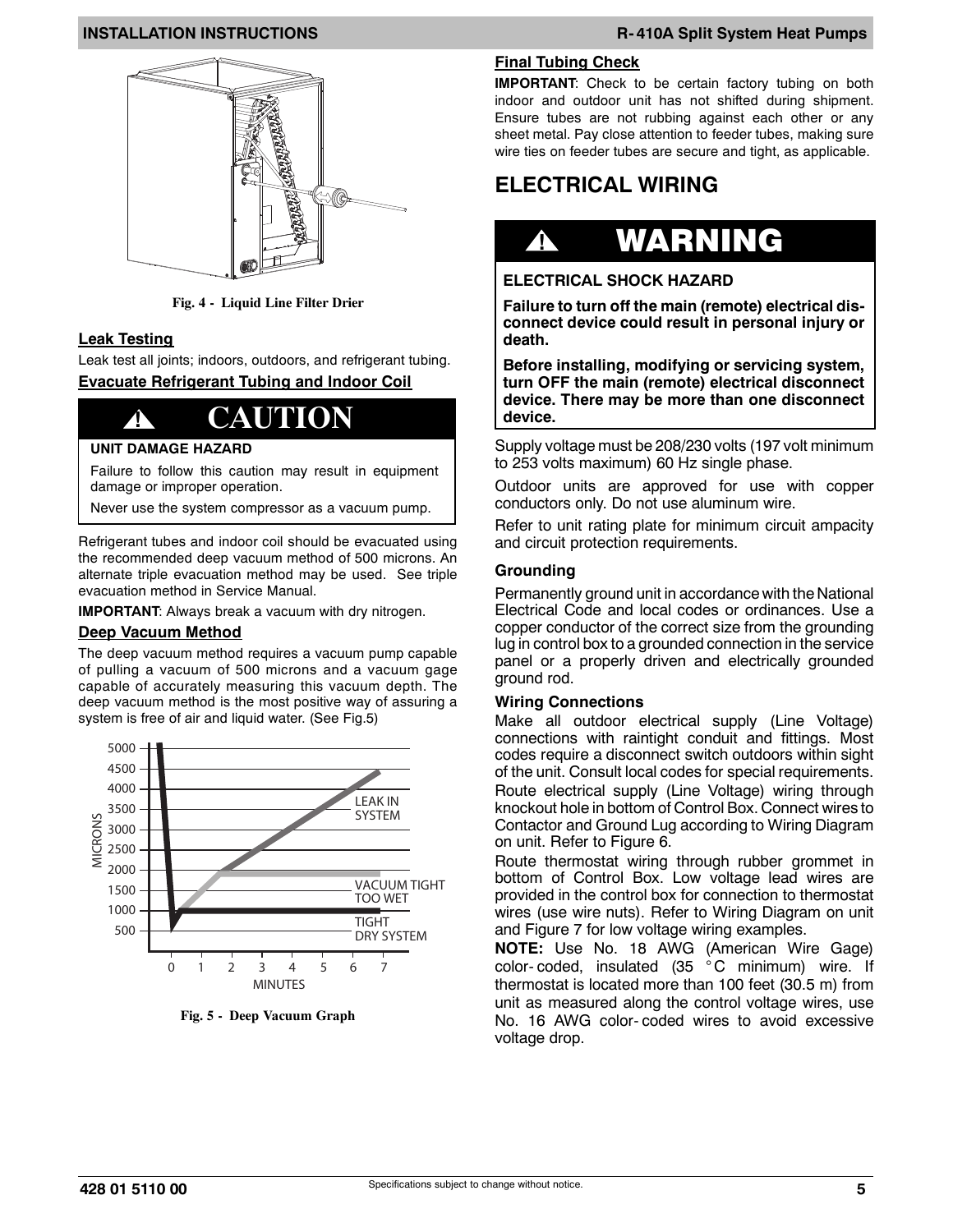Fig. 4 - Liquid Line Filter Drier

### Leak Testing

Leak test all joints; indoors, outdoors, and refrigerant tubing.

### Evacuate Refrigerant Tubing and Indoor Coil

> **⚠ CAUTION**
>
> **UNIT DAMAGE HAZARD**
>
> Failure to follow this caution may result in equipment damage or improper operation.
>
> Never use the system compressor as a vacuum pump.

Refrigerant tubes and indoor coil should be evacuated using the recommended deep vacuum method of 500 microns. An alternate triple evacuation method may be used. See triple evacuation method in Service Manual.

**IMPORTANT**: Always break a vacuum with dry nitrogen.

### Deep Vacuum Method

The deep vacuum method requires a vacuum pump capable of pulling a vacuum of 500 microns and a vacuum gage capable of accurately measuring this vacuum depth. The deep vacuum method is the most positive way of assuring a system is free of air and liquid water. (See Fig.5)

Fig. 5 - Deep Vacuum Graph

### Final Tubing Check

**IMPORTANT**: Check to be certain factory tubing on both indoor and outdoor unit has not shifted during shipment. Ensure tubes are not rubbing against each other or any sheet metal. Pay close attention to feeder tubes, making sure wire ties on feeder tubes are secure and tight, as applicable.

## ELECTRICAL WIRING

> **⚠ WARNING**
>
> **ELECTRICAL SHOCK HAZARD**
>
> **Failure to turn off the main (remote) electrical disconnect device could result in personal injury or death.**
>
> **Before installing, modifying or servicing system, turn OFF the main (remote) electrical disconnect device. There may be more than one disconnect device.**

Supply voltage must be 208/230 volts (197 volt minimum to 253 volts maximum) 60 Hz single phase.

Outdoor units are approved for use with copper conductors only. Do not use aluminum wire.

Refer to unit rating plate for minimum circuit ampacity and circuit protection requirements.

### Grounding

Permanently ground unit in accordance with the National Electrical Code and local codes or ordinances. Use a copper conductor of the correct size from the grounding lug in control box to a grounded connection in the service panel or a properly driven and electrically grounded ground rod.

### Wiring Connections

Make all outdoor electrical supply (Line Voltage) connections with raintight conduit and fittings. Most codes require a disconnect switch outdoors within sight of the unit. Consult local codes for special requirements.

Route electrical supply (Line Voltage) wiring through knockout hole in bottom of Control Box. Connect wires to Contactor and Ground Lug according to Wiring Diagram on unit. Refer to Figure 6.

Route thermostat wiring through rubber grommet in bottom of Control Box. Low voltage lead wires are provided in the control box for connection to thermostat wires (use wire nuts). Refer to Wiring Diagram on unit and Figure 7 for low voltage wiring examples.

**NOTE:** Use No. 18 AWG (American Wire Gage) color-coded, insulated (35 °C minimum) wire. If thermostat is located more than 100 feet (30.5 m) from unit as measured along the control voltage wires, use No. 16 AWG color-coded wires to avoid excessive voltage drop.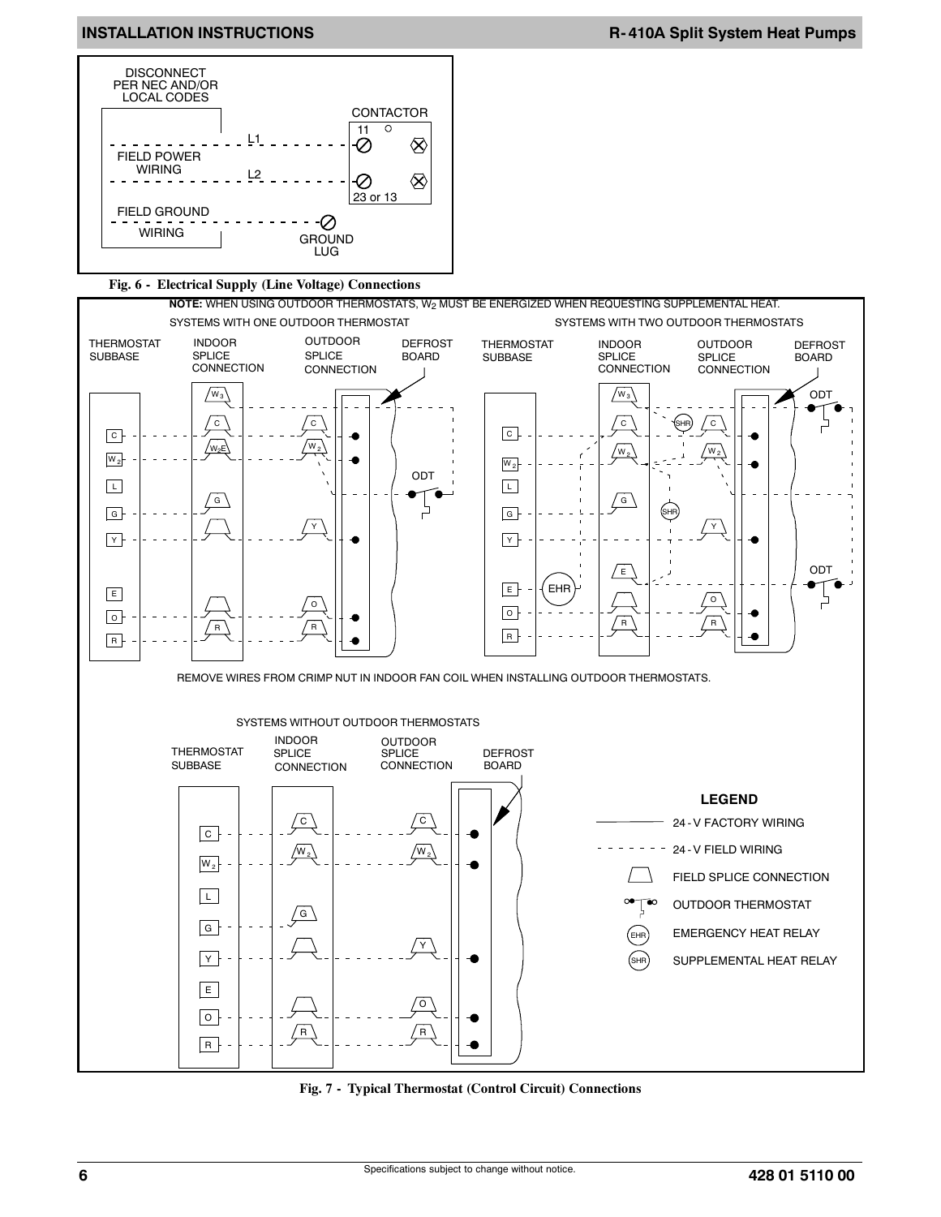DISCONNECT PER NEC AND/OR LOCAL CODES

CONTACTOR

11

L1

FIELD POWER WIRING

L2

23 or 13

FIELD GROUND WIRING

GROUND LUG

Fig. 6 - Electrical Supply (Line Voltage) Connections

**NOTE:** WHEN USING OUTDOOR THERMOSTATS, $W_2$ MUST BE ENERGIZED WHEN REQUESTING SUPPLEMENTAL HEAT.

SYSTEMS WITH ONE OUTDOOR THERMOSTAT

THERMOSTAT SUBBASE — INDOOR SPLICE CONNECTION — OUTDOOR SPLICE CONNECTION — DEFROST BOARD

C, $W_2$, L, G, Y, E, O, R — $W_3$, C, $W_2$E, G, R — C, $W_2$, Y, O, R — ODT

SYSTEMS WITH TWO OUTDOOR THERMOSTATS

THERMOSTAT SUBBASE — INDOOR SPLICE CONNECTION — OUTDOOR SPLICE CONNECTION — DEFROST BOARD

C, $W_2$, L, G, Y, E, O, R — EHR — $W_3$, C, $W_2$, G, E, R — SHR, SHR — C, $W_2$, Y, O, R — ODT, ODT

REMOVE WIRES FROM CRIMP NUT IN INDOOR FAN COIL WHEN INSTALLING OUTDOOR THERMOSTATS.

SYSTEMS WITHOUT OUTDOOR THERMOSTATS

THERMOSTAT SUBBASE — INDOOR SPLICE CONNECTION — OUTDOOR SPLICE CONNECTION — DEFROST BOARD

C, $W_2$, L, G, Y, E, O, R — C, $W_2$, G, R — C, $W_2$, Y, O, R

**LEGEND**

- 24 - V FACTORY WIRING
- 24 - V FIELD WIRING
- FIELD SPLICE CONNECTION
- OUTDOOR THERMOSTAT
- EHR — EMERGENCY HEAT RELAY
- SHR — SUPPLEMENTAL HEAT RELAY

Fig. 7 - Typical Thermostat (Control Circuit) Connections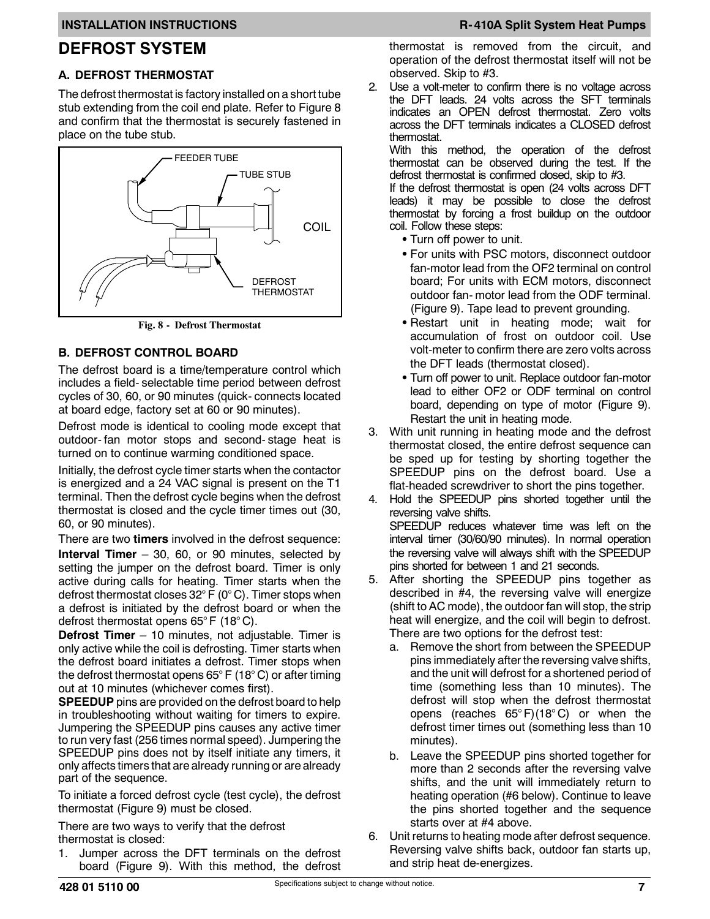# DEFROST SYSTEM

## A. DEFROST THERMOSTAT

The defrost thermostat is factory installed on a short tube stub extending from the coil end plate. Refer to Figure 8 and confirm that the thermostat is securely fastened in place on the tube stub.

FEEDER TUBE

TUBE STUB

COIL

DEFROST THERMOSTAT

**Fig. 8 - Defrost Thermostat**

## B. DEFROST CONTROL BOARD

The defrost board is a time/temperature control which includes a field-selectable time period between defrost cycles of 30, 60, or 90 minutes (quick-connects located at board edge, factory set at 60 or 90 minutes).

Defrost mode is identical to cooling mode except that outdoor-fan motor stops and second-stage heat is turned on to continue warming conditioned space.

Initially, the defrost cycle timer starts when the contactor is energized and a 24 VAC signal is present on the T1 terminal. Then the defrost cycle begins when the defrost thermostat is closed and the cycle timer times out (30, 60, or 90 minutes).

There are two **timers** involved in the defrost sequence:

**Interval Timer** – 30, 60, or 90 minutes, selected by setting the jumper on the defrost board. Timer is only active during calls for heating. Timer starts when the defrost thermostat closes 32° F (0° C). Timer stops when a defrost is initiated by the defrost board or when the defrost thermostat opens 65° F (18° C).

**Defrost Timer** – 10 minutes, not adjustable. Timer is only active while the coil is defrosting. Timer starts when the defrost board initiates a defrost. Timer stops when the defrost thermostat opens 65° F (18° C) or after timing out at 10 minutes (whichever comes first).

**SPEEDUP** pins are provided on the defrost board to help in troubleshooting without waiting for timers to expire. Jumpering the SPEEDUP pins causes any active timer to run very fast (256 times normal speed). Jumpering the SPEEDUP pins does not by itself initiate any timers, it only affects timers that are already running or are already part of the sequence.

To initiate a forced defrost cycle (test cycle), the defrost thermostat (Figure 9) must be closed.

There are two ways to verify that the defrost thermostat is closed:

1. Jumper across the DFT terminals on the defrost board (Figure 9). With this method, the defrost thermostat is removed from the circuit, and operation of the defrost thermostat itself will not be observed. Skip to #3.
2. Use a volt-meter to confirm there is no voltage across the DFT leads. 24 volts across the SFT terminals indicates an OPEN defrost thermostat. Zero volts across the DFT terminals indicates a CLOSED defrost thermostat.
   With this method, the operation of the defrost thermostat can be observed during the test. If the defrost thermostat is confirmed closed, skip to #3.
   If the defrost thermostat is open (24 volts across DFT leads) it may be possible to close the defrost thermostat by forcing a frost buildup on the outdoor coil. Follow these steps:
   - Turn off power to unit.
   - For units with PSC motors, disconnect outdoor fan-motor lead from the OF2 terminal on control board; For units with ECM motors, disconnect outdoor fan-motor lead from the ODF terminal. (Figure 9). Tape lead to prevent grounding.
   - Restart unit in heating mode; wait for accumulation of frost on outdoor coil. Use volt-meter to confirm there are zero volts across the DFT leads (thermostat closed).
   - Turn off power to unit. Replace outdoor fan-motor lead to either OF2 or ODF terminal on control board, depending on type of motor (Figure 9). Restart the unit in heating mode.
3. With unit running in heating mode and the defrost thermostat closed, the entire defrost sequence can be sped up for testing by shorting together the SPEEDUP pins on the defrost board. Use a flat-headed screwdriver to short the pins together.
4. Hold the SPEEDUP pins shorted together until the reversing valve shifts.
   SPEEDUP reduces whatever time was left on the interval timer (30/60/90 minutes). In normal operation the reversing valve will always shift with the SPEEDUP pins shorted for between 1 and 21 seconds.
5. After shorting the SPEEDUP pins together as described in #4, the reversing valve will energize (shift to AC mode), the outdoor fan will stop, the strip heat will energize, and the coil will begin to defrost. There are two options for the defrost test:
   a. Remove the short from between the SPEEDUP pins immediately after the reversing valve shifts, and the unit will defrost for a shortened period of time (something less than 10 minutes). The defrost will stop when the defrost thermostat opens (reaches 65° F)(18° C) or when the defrost timer times out (something less than 10 minutes).
   b. Leave the SPEEDUP pins shorted together for more than 2 seconds after the reversing valve shifts, and the unit will immediately return to heating operation (#6 below). Continue to leave the pins shorted together and the sequence starts over at #4 above.
6. Unit returns to heating mode after defrost sequence. Reversing valve shifts back, outdoor fan starts up, and strip heat de-energizes.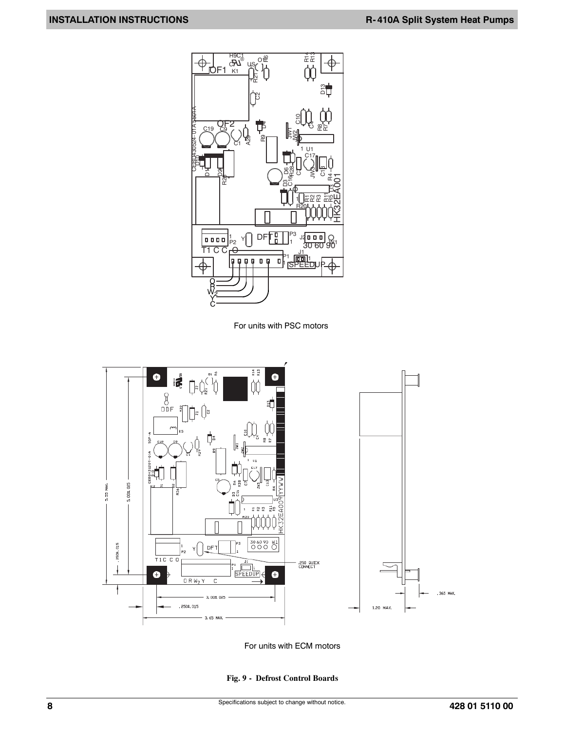For units with PSC motors

For units with ECM motors

**Fig. 9 - Defrost Control Boards**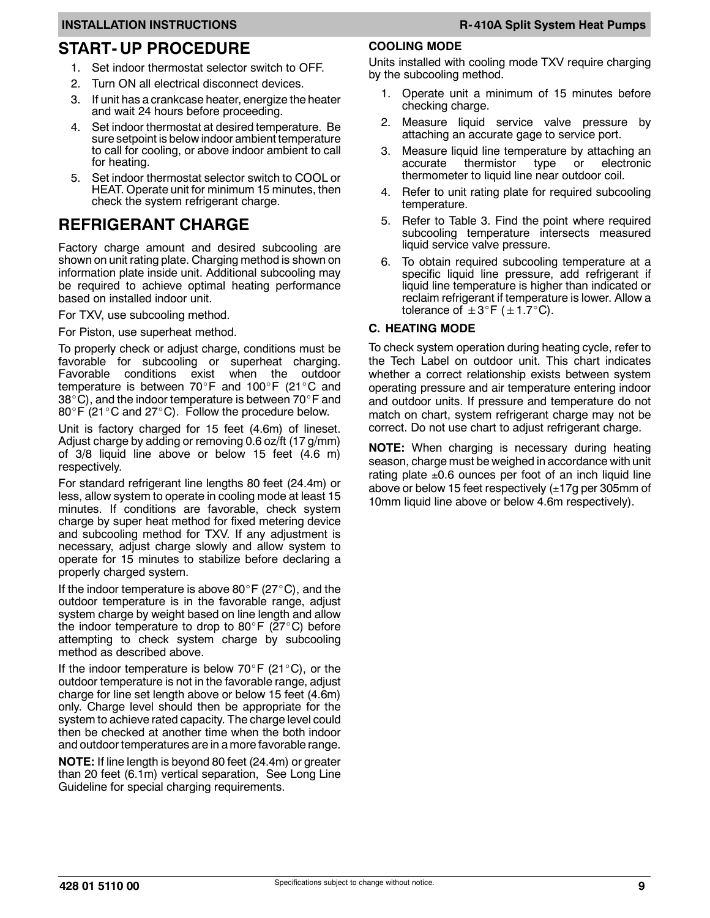## START- UP PROCEDURE

1. Set indoor thermostat selector switch to OFF.
2. Turn ON all electrical disconnect devices.
3. If unit has a crankcase heater, energize the heater and wait 24 hours before proceeding.
4. Set indoor thermostat at desired temperature. Be sure setpoint is below indoor ambient temperature to call for cooling, or above indoor ambient to call for heating.
5. Set indoor thermostat selector switch to COOL or HEAT. Operate unit for minimum 15 minutes, then check the system refrigerant charge.

## REFRIGERANT CHARGE

Factory charge amount and desired subcooling are shown on unit rating plate. Charging method is shown on information plate inside unit. Additional subcooling may be required to achieve optimal heating performance based on installed indoor unit.

For TXV, use subcooling method.

For Piston, use superheat method.

To properly check or adjust charge, conditions must be favorable for subcooling or superheat charging. Favorable conditions exist when the outdoor temperature is between 70°F and 100°F (21°C and 38°C), and the indoor temperature is between 70°F and 80°F (21°C and 27°C). Follow the procedure below.

Unit is factory charged for 15 feet (4.6m) of lineset. Adjust charge by adding or removing 0.6 oz/ft (17 g/mm) of 3/8 liquid line above or below 15 feet (4.6 m) respectively.

For standard refrigerant line lengths 80 feet (24.4m) or less, allow system to operate in cooling mode at least 15 minutes. If conditions are favorable, check system charge by super heat method for fixed metering device and subcooling method for TXV. If any adjustment is necessary, adjust charge slowly and allow system to operate for 15 minutes to stabilize before declaring a properly charged system.

If the indoor temperature is above 80°F (27°C), and the outdoor temperature is in the favorable range, adjust system charge by weight based on line length and allow the indoor temperature to drop to 80°F (27°C) before attempting to check system charge by subcooling method as described above.

If the indoor temperature is below 70°F (21°C), or the outdoor temperature is not in the favorable range, adjust charge for line set length above or below 15 feet (4.6m) only. Charge level should then be appropriate for the system to achieve rated capacity. The charge level could then be checked at another time when the both indoor and outdoor temperatures are in a more favorable range.

**NOTE:** If line length is beyond 80 feet (24.4m) or greater than 20 feet (6.1m) vertical separation, See Long Line Guideline for special charging requirements.

### COOLING MODE

Units installed with cooling mode TXV require charging by the subcooling method.

1. Operate unit a minimum of 15 minutes before checking charge.
2. Measure liquid service valve pressure by attaching an accurate gage to service port.
3. Measure liquid line temperature by attaching an accurate thermistor type or electronic thermometer to liquid line near outdoor coil.
4. Refer to unit rating plate for required subcooling temperature.
5. Refer to Table 3. Find the point where required subcooling temperature intersects measured liquid service valve pressure.
6. To obtain required subcooling temperature at a specific liquid line pressure, add refrigerant if liquid line temperature is higher than indicated or reclaim refrigerant if temperature is lower. Allow a tolerance of ±3°F (±1.7°C).

### C. HEATING MODE

To check system operation during heating cycle, refer to the Tech Label on outdoor unit. This chart indicates whether a correct relationship exists between system operating pressure and air temperature entering indoor and outdoor units. If pressure and temperature do not match on chart, system refrigerant charge may not be correct. Do not use chart to adjust refrigerant charge.

**NOTE:** When charging is necessary during heating season, charge must be weighed in accordance with unit rating plate ±0.6 ounces per foot of an inch liquid line above or below 15 feet respectively (±17g per 305mm of 10mm liquid line above or below 4.6m respectively).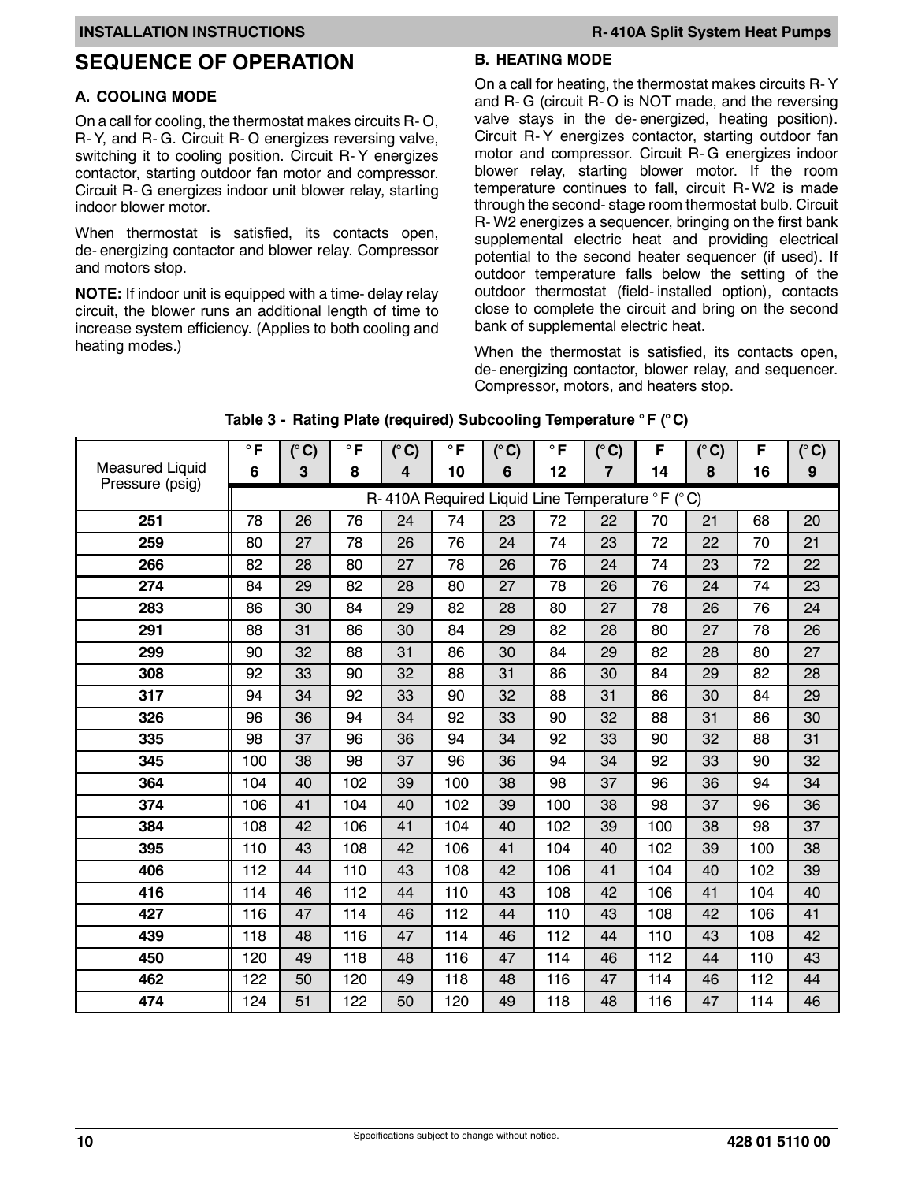## SEQUENCE OF OPERATION

### A. COOLING MODE

On a call for cooling, the thermostat makes circuits R- O, R- Y, and R- G. Circuit R- O energizes reversing valve, switching it to cooling position. Circuit R- Y energizes contactor, starting outdoor fan motor and compressor. Circuit R- G energizes indoor unit blower relay, starting indoor blower motor.

When thermostat is satisfied, its contacts open, de- energizing contactor and blower relay. Compressor and motors stop.

**NOTE:** If indoor unit is equipped with a time- delay relay circuit, the blower runs an additional length of time to increase system efficiency. (Applies to both cooling and heating modes.)

### B. HEATING MODE

On a call for heating, the thermostat makes circuits R- Y and R- G (circuit R- O is NOT made, and the reversing valve stays in the de- energized, heating position). Circuit R- Y energizes contactor, starting outdoor fan motor and compressor. Circuit R- G energizes indoor blower relay, starting blower motor. If the room temperature continues to fall, circuit R- W2 is made through the second- stage room thermostat bulb. Circuit R- W2 energizes a sequencer, bringing on the first bank supplemental electric heat and providing electrical potential to the second heater sequencer (if used). If outdoor temperature falls below the setting of the outdoor thermostat (field- installed option), contacts close to complete the circuit and bring on the second bank of supplemental electric heat.

When the thermostat is satisfied, its contacts open, de- energizing contactor, blower relay, and sequencer. Compressor, motors, and heaters stop.

**Table 3 - Rating Plate (required) Subcooling Temperature °F (°C)**

| Measured Liquid Pressure (psig) | °F 6 | (°C) 3 | °F 8 | (°C) 4 | °F 10 | (°C) 6 | °F 12 | (°C) 7 | F 14 | (°C) 8 | F 16 | (°C) 9 |
|---|---|---|---|---|---|---|---|---|---|---|---|---|
| | R- 410A Required Liquid Line Temperature °F (°C) | | | | | | | | | | | |
| **251** | 78 | 26 | 76 | 24 | 74 | 23 | 72 | 22 | 70 | 21 | 68 | 20 |
| **259** | 80 | 27 | 78 | 26 | 76 | 24 | 74 | 23 | 72 | 22 | 70 | 21 |
| **266** | 82 | 28 | 80 | 27 | 78 | 26 | 76 | 24 | 74 | 23 | 72 | 22 |
| **274** | 84 | 29 | 82 | 28 | 80 | 27 | 78 | 26 | 76 | 24 | 74 | 23 |
| **283** | 86 | 30 | 84 | 29 | 82 | 28 | 80 | 27 | 78 | 26 | 76 | 24 |
| **291** | 88 | 31 | 86 | 30 | 84 | 29 | 82 | 28 | 80 | 27 | 78 | 26 |
| **299** | 90 | 32 | 88 | 31 | 86 | 30 | 84 | 29 | 82 | 28 | 80 | 27 |
| **308** | 92 | 33 | 90 | 32 | 88 | 31 | 86 | 30 | 84 | 29 | 82 | 28 |
| **317** | 94 | 34 | 92 | 33 | 90 | 32 | 88 | 31 | 86 | 30 | 84 | 29 |
| **326** | 96 | 36 | 94 | 34 | 92 | 33 | 90 | 32 | 88 | 31 | 86 | 30 |
| **335** | 98 | 37 | 96 | 36 | 94 | 34 | 92 | 33 | 90 | 32 | 88 | 31 |
| **345** | 100 | 38 | 98 | 37 | 96 | 36 | 94 | 34 | 92 | 33 | 90 | 32 |
| **364** | 104 | 40 | 102 | 39 | 100 | 38 | 98 | 37 | 96 | 36 | 94 | 34 |
| **374** | 106 | 41 | 104 | 40 | 102 | 39 | 100 | 38 | 98 | 37 | 96 | 36 |
| **384** | 108 | 42 | 106 | 41 | 104 | 40 | 102 | 39 | 100 | 38 | 98 | 37 |
| **395** | 110 | 43 | 108 | 42 | 106 | 41 | 104 | 40 | 102 | 39 | 100 | 38 |
| **406** | 112 | 44 | 110 | 43 | 108 | 42 | 106 | 41 | 104 | 40 | 102 | 39 |
| **416** | 114 | 46 | 112 | 44 | 110 | 43 | 108 | 42 | 106 | 41 | 104 | 40 |
| **427** | 116 | 47 | 114 | 46 | 112 | 44 | 110 | 43 | 108 | 42 | 106 | 41 |
| **439** | 118 | 48 | 116 | 47 | 114 | 46 | 112 | 44 | 110 | 43 | 108 | 42 |
| **450** | 120 | 49 | 118 | 48 | 116 | 47 | 114 | 46 | 112 | 44 | 110 | 43 |
| **462** | 122 | 50 | 120 | 49 | 118 | 48 | 116 | 47 | 114 | 46 | 112 | 44 |
| **474** | 124 | 51 | 122 | 50 | 120 | 49 | 118 | 48 | 116 | 47 | 114 | 46 |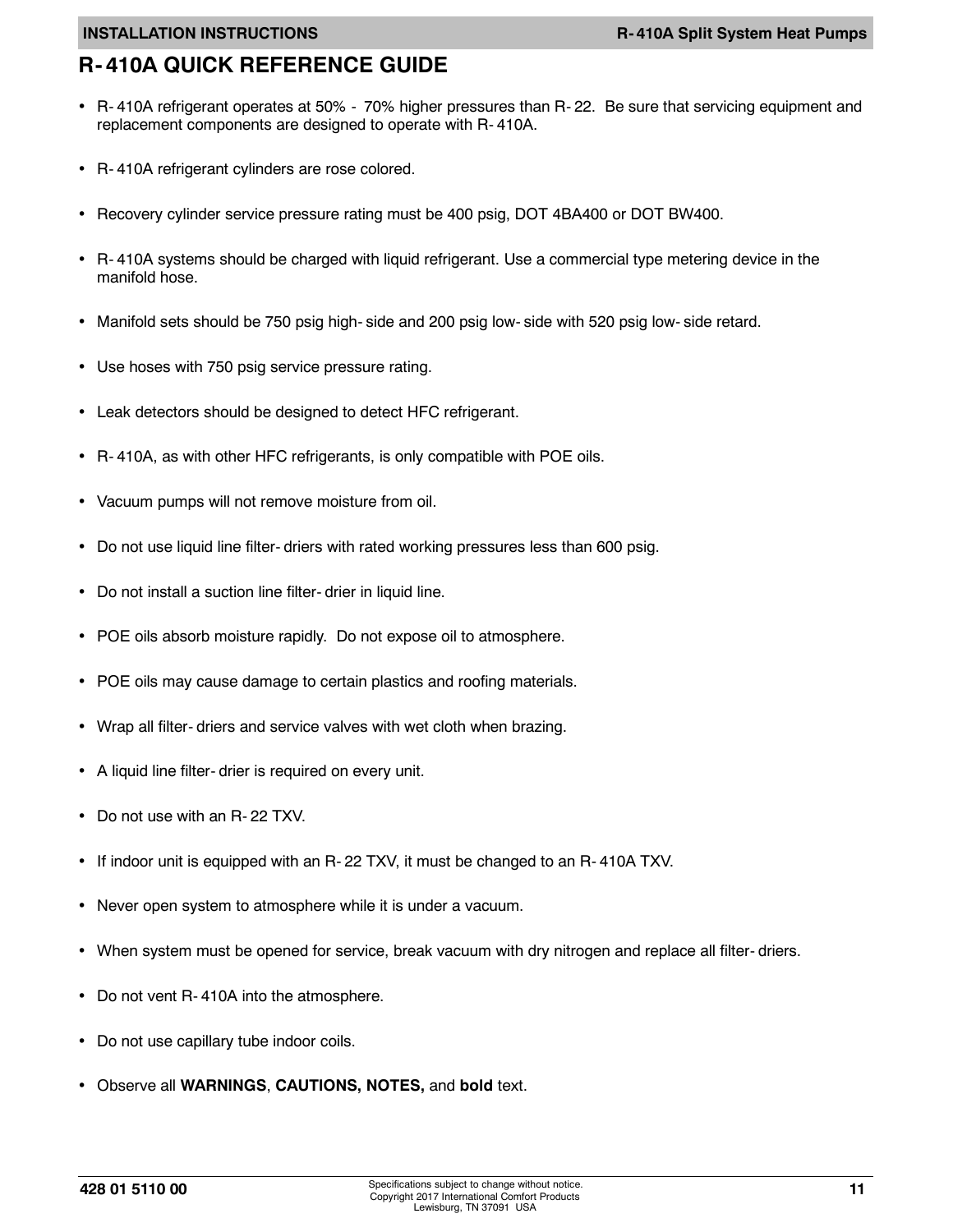# R-410A QUICK REFERENCE GUIDE

- R-410A refrigerant operates at 50% - 70% higher pressures than R-22. Be sure that servicing equipment and replacement components are designed to operate with R-410A.
- R-410A refrigerant cylinders are rose colored.
- Recovery cylinder service pressure rating must be 400 psig, DOT 4BA400 or DOT BW400.
- R-410A systems should be charged with liquid refrigerant. Use a commercial type metering device in the manifold hose.
- Manifold sets should be 750 psig high-side and 200 psig low-side with 520 psig low-side retard.
- Use hoses with 750 psig service pressure rating.
- Leak detectors should be designed to detect HFC refrigerant.
- R-410A, as with other HFC refrigerants, is only compatible with POE oils.
- Vacuum pumps will not remove moisture from oil.
- Do not use liquid line filter-driers with rated working pressures less than 600 psig.
- Do not install a suction line filter-drier in liquid line.
- POE oils absorb moisture rapidly. Do not expose oil to atmosphere.
- POE oils may cause damage to certain plastics and roofing materials.
- Wrap all filter-driers and service valves with wet cloth when brazing.
- A liquid line filter-drier is required on every unit.
- Do not use with an R-22 TXV.
- If indoor unit is equipped with an R-22 TXV, it must be changed to an R-410A TXV.
- Never open system to atmosphere while it is under a vacuum.
- When system must be opened for service, break vacuum with dry nitrogen and replace all filter-driers.
- Do not vent R-410A into the atmosphere.
- Do not use capillary tube indoor coils.
- Observe all **WARNINGS**, **CAUTIONS, NOTES,** and **bold** text.

428 01 5110 00

Specifications subject to change without notice.
Copyright 2017 International Comfort Products
Lewisburg, TN 37091 USA